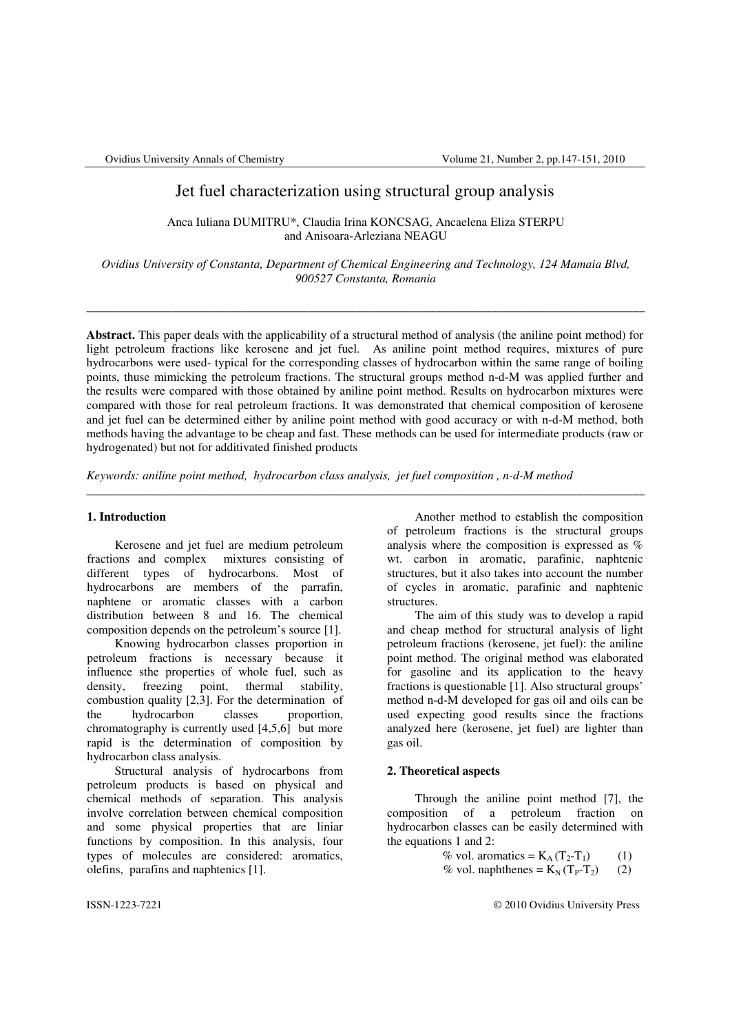# Jet fuel characterization using structural group analysis

Anca Iuliana DUMITRU*, Claudia Irina KONCSAG, Ancaelena Eliza STERPU and Anisoara-Arleziana NEAGU

*Ovidius University of Constanta, Department of Chemical Engineering and Technology, 124 Mamaia Blvd, 900527 Constanta, Romania*

---

**Abstract.** This paper deals with the applicability of a structural method of analysis (the aniline point method) for light petroleum fractions like kerosene and jet fuel. As aniline point method requires, mixtures of pure hydrocarbons were used- typical for the corresponding classes of hydrocarbon within the same range of boiling points, thuse mimicking the petroleum fractions. The structural groups method n-d-M was applied further and the results were compared with those obtained by aniline point method. Results on hydrocarbon mixtures were compared with those for real petroleum fractions. It was demonstrated that chemical composition of kerosene and jet fuel can be determined either by aniline point method with good accuracy or with n-d-M method, both methods having the advantage to be cheap and fast. These methods can be used for intermediate products (raw or hydrogenated) but not for additivated finished products

*Keywords: aniline point method, hydrocarbon class analysis, jet fuel composition , n-d-M method*

---

## 1. Introduction

Kerosene and jet fuel are medium petroleum fractions and complex mixtures consisting of different types of hydrocarbons. Most of hydrocarbons are members of the parrafin, naphtene or aromatic classes with a carbon distribution between 8 and 16. The chemical composition depends on the petroleum's source [1].

Knowing hydrocarbon classes proportion in petroleum fractions is necessary because it influence sthe properties of whole fuel, such as density, freezing point, thermal stability, combustion quality [2,3]. For the determination of the hydrocarbon classes proportion, chromatography is currently used [4,5,6] but more rapid is the determination of composition by hydrocarbon class analysis.

Structural analysis of hydrocarbons from petroleum products is based on physical and chemical methods of separation. This analysis involve correlation between chemical composition and some physical properties that are liniar functions by composition. In this analysis, four types of molecules are considered: aromatics, olefins, parafins and naphtenics [1].

Another method to establish the composition of petroleum fractions is the structural groups analysis where the composition is expressed as % wt. carbon in aromatic, parafinic, naphtenic structures, but it also takes into account the number of cycles in aromatic, parafinic and naphtenic structures.

The aim of this study was to develop a rapid and cheap method for structural analysis of light petroleum fractions (kerosene, jet fuel): the aniline point method. The original method was elaborated for gasoline and its application to the heavy fractions is questionable [1]. Also structural groups' method n-d-M developed for gas oil and oils can be used expecting good results since the fractions analyzed here (kerosene, jet fuel) are lighter than gas oil.

## 2. Theoretical aspects

Through the aniline point method [7], the composition of a petroleum fraction on hydrocarbon classes can be easily determined with the equations 1 and 2:

$$\text{\% vol. aromatics} = K_A (T_2 - T_1) \qquad (1)$$

$$\text{\% vol. naphthenes} = K_N (T_P - T_2) \qquad (2)$$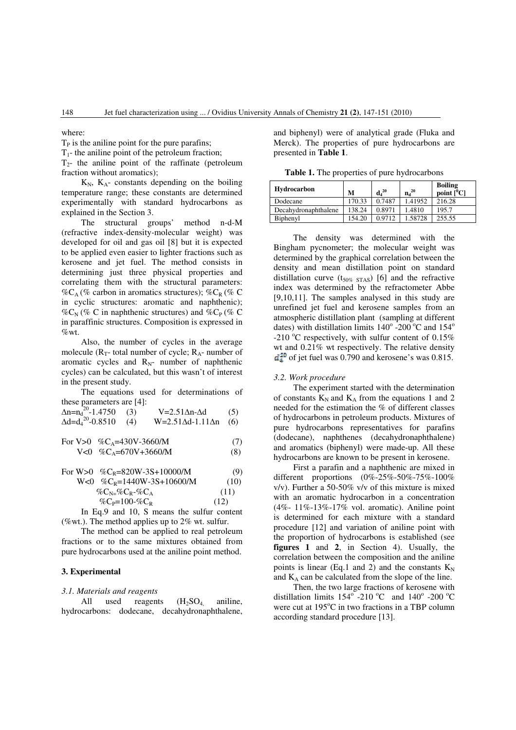where:

$T_P$ is the aniline point for the pure parafins;

$T_1$- the aniline point of the petroleum fraction;

$T_2$- the aniline point of the raffinate (petroleum fraction without aromatics);

$K_N$, $K_A$- constants depending on the boiling temperature range; these constants are determined experimentally with standard hydrocarbons as explained in the Section 3.

The structural groups' method n-d-M (refractive index-density-molecular weight) was developed for oil and gas oil [8] but it is expected to be applied even easier to lighter fractions such as kerosene and jet fuel. The method consists in determining just three physical properties and correlating them with the structural parameters: $\%C_A$ (% carbon in aromatics structures); $\%C_R$ (% C in cyclic structures: aromatic and naphthenic); $\%C_N$ (% C in naphthenic structures) and $\%C_P$ (% C in paraffinic structures. Composition is expressed in %wt.

Also, the number of cycles in the average molecule ($R_T$- total number of cycle; $R_A$- number of aromatic cycles and $R_N$- number of naphthenic cycles) can be calculated, but this wasn't of interest in the present study.

The equations used for determinations of these parameters are [4]:

$$\Delta n = n_d^{20} - 1.4750 \quad (3) \qquad V = 2.51\Delta n - \Delta d \quad (5)$$

$$\Delta d = d_4^{20} - 0.8510 \quad (4) \qquad W = 2.51\Delta d - 1.11\Delta n \quad (6)$$

$$\text{For } V>0 \quad \%C_A = 430V - 3660/M \quad (7)$$

$$V<0 \quad \%C_A = 670V + 3660/M \quad (8)$$

$$\text{For } W>0 \quad \%C_R = 820W - 3S + 10000/M \quad (9)$$

$$W<0 \quad \%C_R = 1440W - 3S + 10600/M \quad (10)$$

$$\%C_N = \%C_R - \%C_A \quad (11)$$

$$\%C_P = 100 - \%C_R \quad (12)$$

In Eq.9 and 10, S means the sulfur content (%wt.). The method applies up to 2% wt. sulfur.

The method can be applied to real petroleum fractions or to the same mixtures obtained from pure hydrocarbons used at the aniline point method.

## 3. Experimental

### *3.1. Materials and reagents*

All used reagents ($H_2SO_4$, aniline, hydrocarbons: dodecane, decahydronaphthalene, and biphenyl) were of analytical grade (Fluka and Merck). The properties of pure hydrocarbons are presented in **Table 1**.

**Table 1.** The properties of pure hydrocarbons

| Hydrocarbon | M | $d_4^{20}$ | $n_d^{20}$ | Boiling point [$^0$C] |
|---|---|---|---|---|
| Dodecane | 170.33 | 0.7487 | 1.41952 | 216.28 |
| Decahydronaphthalene | 138.24 | 0.8971 | 1.4810 | 195.7 |
| Biphenyl | 154.20 | 0.9712 | 1.58728 | 255.55 |

The density was determined with the Bingham pycnometer; the molecular weight was determined by the graphical correlation between the density and mean distillation point on standard distillation curve ($t_{50\%\ STAS}$) [6] and the refractive index was determined by the refractometer Abbe [9,10,11]. The samples analysed in this study are unrefined jet fuel and kerosene samples from an atmospheric distillation plant (sampling at different dates) with distillation limits 140$^o$ -200 $^o$C and 154$^o$ -210 $^o$C respectively, with sulfur content of 0.15% wt and 0.21% wt respectively. The relative density $d_4^{20}$ of jet fuel was 0.790 and kerosene's was 0.815.

### *3.2. Work procedure*

The experiment started with the determination of constants $K_N$ and $K_A$ from the equations 1 and 2 needed for the estimation the % of different classes of hydrocarbons in petroleum products. Mixtures of pure hydrocarbons representatives for parafins (dodecane), naphthenes (decahydronaphthalene) and aromatics (biphenyl) were made-up. All these hydrocarbons are known to be present in kerosene.

First a parafin and a naphthenic are mixed in different proportions (0%-25%-50%-75%-100% v/v). Further a 50-50% v/v of this mixture is mixed with an aromatic hydrocarbon in a concentration (4%- 11%-13%-17% vol. aromatic). Aniline point is determined for each mixture with a standard procedure [12] and variation of aniline point with the proportion of hydrocarbons is established (see **figures 1** and **2**, in Section 4). Usually, the correlation between the composition and the aniline points is linear (Eq.1 and 2) and the constants $K_N$ and $K_A$ can be calculated from the slope of the line.

Then, the two large fractions of kerosene with distillation limits 154$^o$ -210 $^o$C and 140$^o$ -200 $^o$C were cut at 195$^o$C in two fractions in a TBP column according standard procedure [13].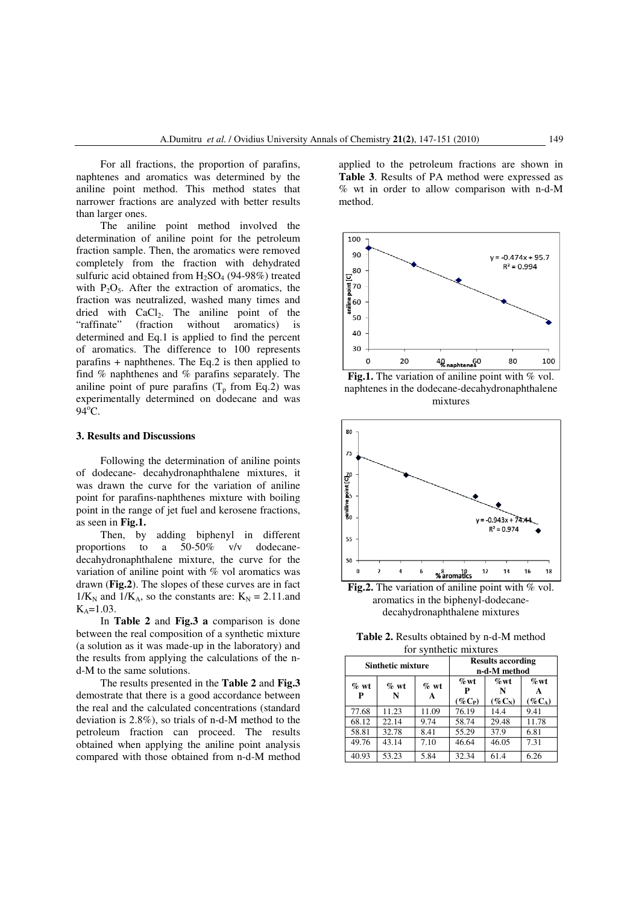For all fractions, the proportion of parafins, naphtenes and aromatics was determined by the aniline point method. This method states that narrower fractions are analyzed with better results than larger ones.

The aniline point method involved the determination of aniline point for the petroleum fraction sample. Then, the aromatics were removed completely from the fraction with dehydrated sulfuric acid obtained from $H_2SO_4$ (94-98%) treated with $P_2O_5$. After the extraction of aromatics, the fraction was neutralized, washed many times and dried with $CaCl_2$. The aniline point of the "raffinate" (fraction without aromatics) is determined and Eq.1 is applied to find the percent of aromatics. The difference to 100 represents parafins + naphthenes. The Eq.2 is then applied to find % naphthenes and % parafins separately. The aniline point of pure parafins ($T_p$ from Eq.2) was experimentally determined on dodecane and was 94°C.

## 3. Results and Discussions

Following the determination of aniline points of dodecane- decahydronaphthalene mixtures, it was drawn the curve for the variation of aniline point for parafins-naphthenes mixture with boiling point in the range of jet fuel and kerosene fractions, as seen in **Fig.1.**

Then, by adding biphenyl in different proportions to a 50-50% v/v dodecane-decahydronaphthalene mixture, the curve for the variation of aniline point with % vol aromatics was drawn (**Fig.2**). The slopes of these curves are in fact $1/K_N$ and $1/K_A$, so the constants are: $K_N$ = 2.11.and $K_A$=1.03.

In **Table 2** and **Fig.3 a** comparison is done between the real composition of a synthetic mixture (a solution as it was made-up in the laboratory) and the results from applying the calculations of the n-d-M to the same solutions.

The results presented in the **Table 2** and **Fig.3** demonstrate that there is a good accordance between the real and the calculated concentrations (standard deviation is 2.8%), so trials of n-d-M method to the petroleum fraction can proceed. The results obtained when applying the aniline point analysis compared with those obtained from n-d-M method applied to the petroleum fractions are shown in **Table 3**. Results of PA method were expressed as % wt in order to allow comparison with n-d-M method.

**Fig.1.** The variation of aniline point with % vol. naphtenes in the dodecane-decahydronaphthalene mixtures

**Fig.2.** The variation of aniline point with % vol. aromatics in the biphenyl-dodecane-decahydronaphthalene mixtures

**Table 2.** Results obtained by n-d-M method for synthetic mixtures

| Sinthetic mixture | | | Results according n-d-M method | | |
|---|---|---|---|---|---|
| % wt P | % wt N | % wt A | %wt P (%$C_P$) | %wt N (%$C_N$) | %wt A (%$C_A$) |
| 77.68 | 11.23 | 11.09 | 76.19 | 14.4 | 9.41 |
| 68.12 | 22.14 | 9.74 | 58.74 | 29.48 | 11.78 |
| 58.81 | 32.78 | 8.41 | 55.29 | 37.9 | 6.81 |
| 49.76 | 43.14 | 7.10 | 46.64 | 46.05 | 7.31 |
| 40.93 | 53.23 | 5.84 | 32.34 | 61.4 | 6.26 |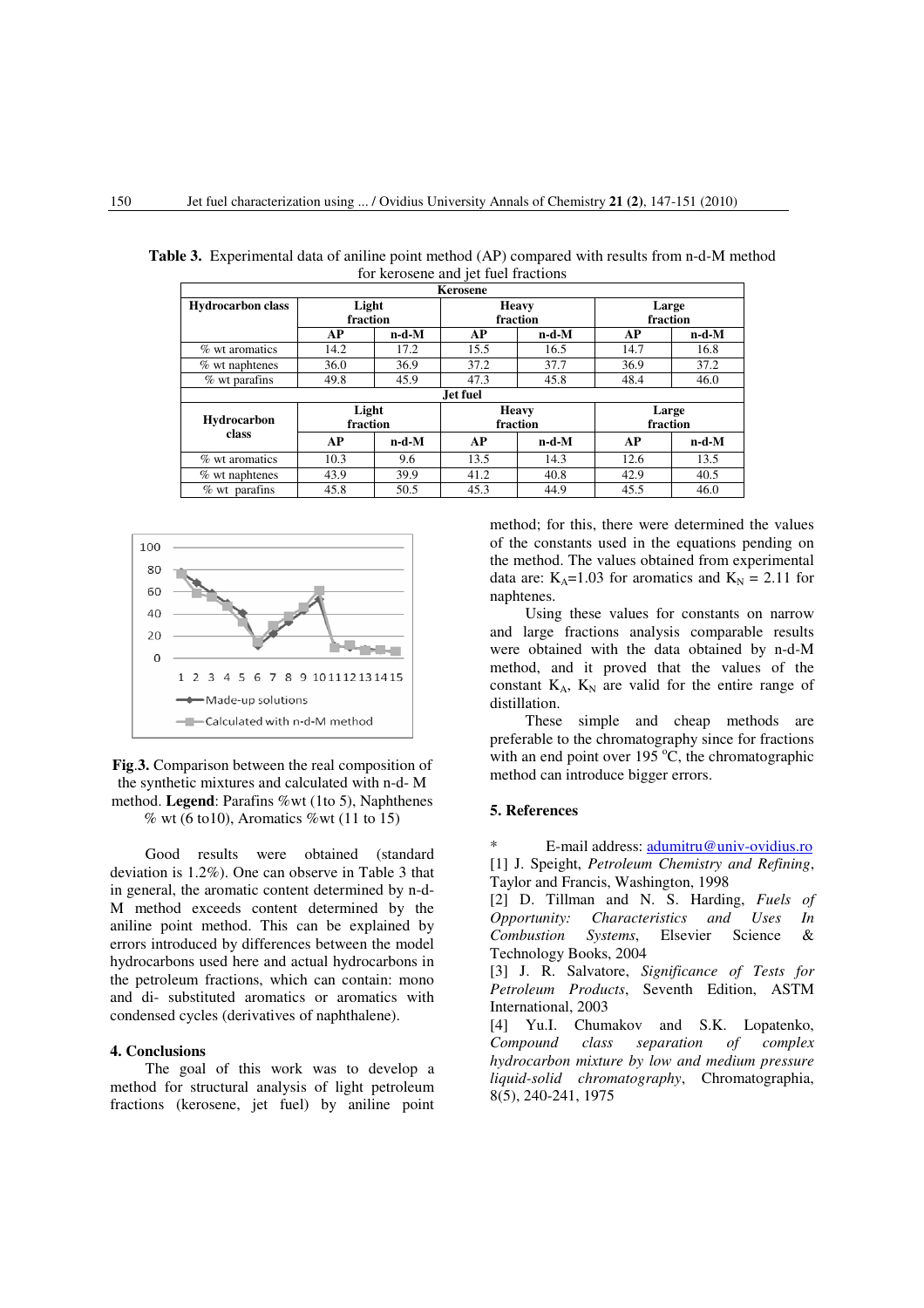**Table 3.** Experimental data of aniline point method (AP) compared with results from n-d-M method for kerosene and jet fuel fractions

| Hydrocarbon class | Light fraction | | Heavy fraction | | Large fraction | |
|---|---|---|---|---|---|---|
| **Kerosene** | | | | | | |
| | **AP** | **n-d-M** | **AP** | **n-d-M** | **AP** | **n-d-M** |
| % wt aromatics | 14.2 | 17.2 | 15.5 | 16.5 | 14.7 | 16.8 |
| % wt naphtenes | 36.0 | 36.9 | 37.2 | 37.7 | 36.9 | 37.2 |
| % wt parafins | 49.8 | 45.9 | 47.3 | 45.8 | 48.4 | 46.0 |
| **Jet fuel** | | | | | | |
| | **AP** | **n-d-M** | **AP** | **n-d-M** | **AP** | **n-d-M** |
| % wt aromatics | 10.3 | 9.6 | 13.5 | 14.3 | 12.6 | 13.5 |
| % wt naphtenes | 43.9 | 39.9 | 41.2 | 40.8 | 42.9 | 40.5 |
| % wt parafins | 45.8 | 50.5 | 45.3 | 44.9 | 45.5 | 46.0 |

**Fig.3.** Comparison between the real composition of the synthetic mixtures and calculated with n-d- M method. **Legend**: Parafins %wt (1to 5), Naphthenes % wt (6 to10), Aromatics %wt (11 to 15)

Good results were obtained (standard deviation is 1.2%). One can observe in Table 3 that in general, the aromatic content determined by n-d-M method exceeds content determined by the aniline point method. This can be explained by errors introduced by differences between the model hydrocarbons used here and actual hydrocarbons in the petroleum fractions, which can contain: mono and di- substituted aromatics or aromatics with condensed cycles (derivatives of naphthalene).

## 4. Conclusions

The goal of this work was to develop a method for structural analysis of light petroleum fractions (kerosene, jet fuel) by aniline point method; for this, there were determined the values of the constants used in the equations pending on the method. The values obtained from experimental data are: $K_A$=1.03 for aromatics and $K_N$ = 2.11 for naphtenes.

Using these values for constants on narrow and large fractions analysis comparable results were obtained with the data obtained by n-d-M method, and it proved that the values of the constant $K_A$, $K_N$ are valid for the entire range of distillation.

These simple and cheap methods are preferable to the chromatography since for fractions with an end point over 195 $^{o}$C, the chromatographic method can introduce bigger errors.

## 5. References

\* E-mail address: adumitru@univ-ovidius.ro

[1] J. Speight, *Petroleum Chemistry and Refining*, Taylor and Francis, Washington, 1998

[2] D. Tillman and N. S. Harding, *Fuels of Opportunity: Characteristics and Uses In Combustion Systems*, Elsevier Science & Technology Books, 2004

[3] J. R. Salvatore, *Significance of Tests for Petroleum Products*, Seventh Edition, ASTM International, 2003

[4] Yu.I. Chumakov and S.K. Lopatenko, *Compound class separation of complex hydrocarbon mixture by low and medium pressure liquid-solid chromatography*, Chromatographia, 8(5), 240-241, 1975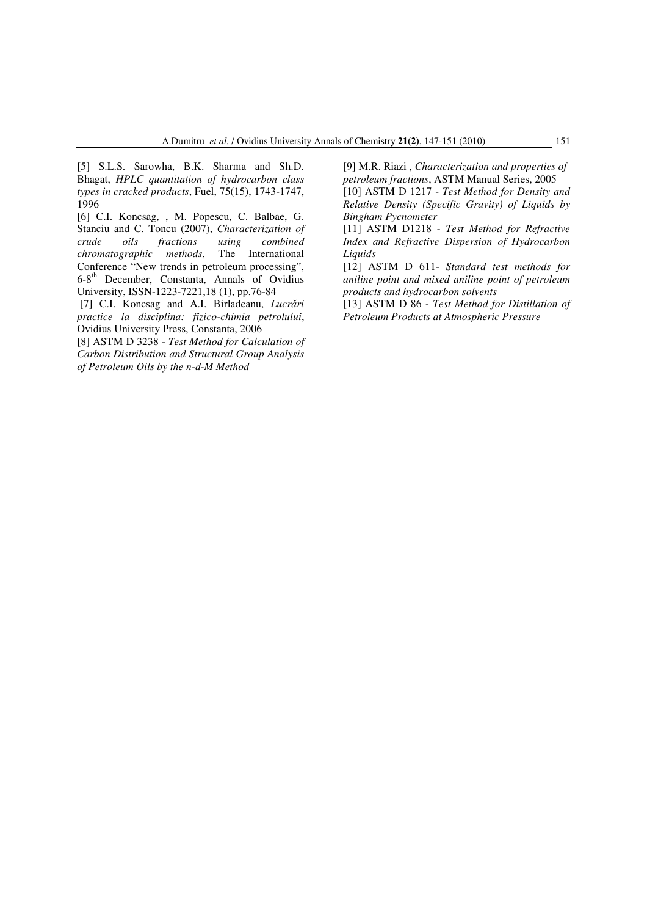[5] S.L.S. Sarowha, B.K. Sharma and Sh.D. Bhagat, *HPLC quantitation of hydrocarbon class types in cracked products*, Fuel, 75(15), 1743-1747, 1996

[6] C.I. Koncsag, , M. Popescu, C. Balbae, G. Stanciu and C. Toncu (2007), *Characterization of crude oils fractions using combined chromatographic methods*, The International Conference "New trends in petroleum processing", 6-8th December, Constanta, Annals of Ovidius University, ISSN-1223-7221,18 (1), pp.76-84

[7] C.I. Koncsag and A.I. Birladeanu, *Lucrări practice la disciplina: fizico-chimia petrolului*, Ovidius University Press, Constanta, 2006

[8] ASTM D 3238 - *Test Method for Calculation of Carbon Distribution and Structural Group Analysis of Petroleum Oils by the n-d-M Method*

[9] M.R. Riazi , *Characterization and properties of petroleum fractions*, ASTM Manual Series, 2005

[10] ASTM D 1217 - *Test Method for Density and Relative Density (Specific Gravity) of Liquids by Bingham Pycnometer*

[11] ASTM D1218 - *Test Method for Refractive Index and Refractive Dispersion of Hydrocarbon Liquids*

[12] ASTM D 611- *Standard test methods for aniline point and mixed aniline point of petroleum products and hydrocarbon solvents*

[13] ASTM D 86 - *Test Method for Distillation of Petroleum Products at Atmospheric Pressure*